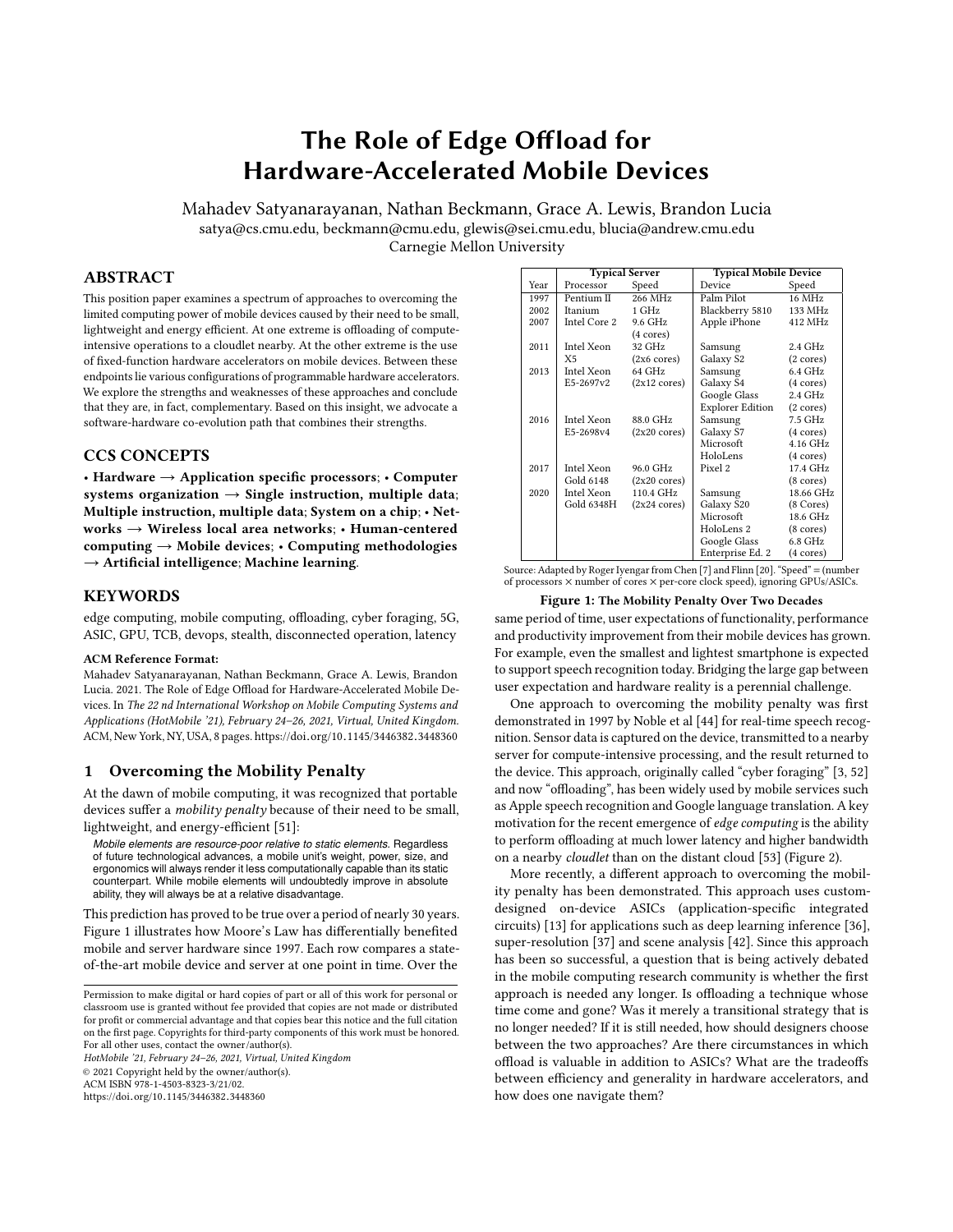# The Role of Edge Offload for Hardware-Accelerated Mobile Devices

Mahadev Satyanarayanan, Nathan Beckmann, Grace A. Lewis, Brandon Lucia
satya@cs.cmu.edu, beckmann@cmu.edu, glewis@sei.cmu.edu, blucia@andrew.cmu.edu
Carnegie Mellon University

## ABSTRACT

This position paper examines a spectrum of approaches to overcoming the limited computing power of mobile devices caused by their need to be small, lightweight and energy efficient. At one extreme is offloading of compute-intensive operations to a cloudlet nearby. At the other extreme is the use of fixed-function hardware accelerators on mobile devices. Between these endpoints lie various configurations of programmable hardware accelerators. We explore the strengths and weaknesses of these approaches and conclude that they are, in fact, complementary. Based on this insight, we advocate a software-hardware co-evolution path that combines their strengths.

## CCS CONCEPTS

**• Hardware → Application specific processors**; **• Computer systems organization → Single instruction, multiple data**; **Multiple instruction, multiple data**; **System on a chip**; **• Networks → Wireless local area networks**; **• Human-centered computing → Mobile devices**; **• Computing methodologies → Artificial intelligence**; **Machine learning**.

## KEYWORDS

edge computing, mobile computing, offloading, cyber foraging, 5G, ASIC, GPU, TCB, devops, stealth, disconnected operation, latency

**ACM Reference Format:**

Mahadev Satyanarayanan, Nathan Beckmann, Grace A. Lewis, Brandon Lucia. 2021. The Role of Edge Offload for Hardware-Accelerated Mobile Devices. In *The 22 nd International Workshop on Mobile Computing Systems and Applications (HotMobile '21), February 24–26, 2021, Virtual, United Kingdom.* ACM, New York, NY, USA, 8 pages. https://doi.org/10.1145/3446382.3448360

## 1 Overcoming the Mobility Penalty

At the dawn of mobile computing, it was recognized that portable devices suffer a *mobility penalty* because of their need to be small, lightweight, and energy-efficient [51]:

> *Mobile elements are resource-poor relative to static elements.* Regardless of future technological advances, a mobile unit's weight, power, size, and ergonomics will always render it less computationally capable than its static counterpart. While mobile elements will undoubtedly improve in absolute ability, they will always be at a relative disadvantage.

This prediction has proved to be true over a period of nearly 30 years. Figure 1 illustrates how Moore's Law has differentially benefited mobile and server hardware since 1997. Each row compares a state-of-the-art mobile device and server at one point in time. Over the same period of time, user expectations of functionality, performance and productivity improvement from their mobile devices has grown. For example, even the smallest and lightest smartphone is expected to support speech recognition today. Bridging the large gap between user expectation and hardware reality is a perennial challenge.

| | Typical Server | | Typical Mobile Device | |
|---|---|---|---|---|
| Year | Processor | Speed | Device | Speed |
| 1997 | Pentium II | 266 MHz | Palm Pilot | 16 MHz |
| 2002 | Itanium | 1 GHz | Blackberry 5810 | 133 MHz |
| 2007 | Intel Core 2 | 9.6 GHz (4 cores) | Apple iPhone | 412 MHz |
| 2011 | Intel Xeon X5 | 32 GHz (2x6 cores) | Samsung Galaxy S2 | 2.4 GHz (2 cores) |
| 2013 | Intel Xeon E5-2697v2 | 64 GHz (2x12 cores) | Samsung Galaxy S4 | 6.4 GHz (4 cores) |
| | | | Google Glass Explorer Edition | 2.4 GHz (2 cores) |
| 2016 | Intel Xeon E5-2698v4 | 88.0 GHz (2x20 cores) | Samsung Galaxy S7 | 7.5 GHz (4 cores) |
| | | | Microsoft HoloLens | 4.16 GHz (4 cores) |
| 2017 | Intel Xeon Gold 6148 | 96.0 GHz (2x20 cores) | Pixel 2 | 17.4 GHz (8 cores) |
| 2020 | Intel Xeon Gold 6348H | 110.4 GHz (2x24 cores) | Samsung Galaxy S20 | 18.66 GHz (8 Cores) |
| | | | Microsoft HoloLens 2 | 18.6 GHz (8 cores) |
| | | | Google Glass Enterprise Ed. 2 | 6.8 GHz (4 cores) |

Source: Adapted by Roger Iyengar from Chen [7] and Flinn [20]. "Speed" = (number of processors × number of cores × per-core clock speed), ignoring GPUs/ASICs.

**Figure 1: The Mobility Penalty Over Two Decades**

One approach to overcoming the mobility penalty was first demonstrated in 1997 by Noble et al [44] for real-time speech recognition. Sensor data is captured on the device, transmitted to a nearby server for compute-intensive processing, and the result returned to the device. This approach, originally called "cyber foraging" [3, 52] and now "offloading", has been widely used by mobile services such as Apple speech recognition and Google language translation. A key motivation for the recent emergence of *edge computing* is the ability to perform offloading at much lower latency and higher bandwidth on a nearby *cloudlet* than on the distant cloud [53] (Figure 2).

More recently, a different approach to overcoming the mobility penalty has been demonstrated. This approach uses custom-designed on-device ASICs (application-specific integrated circuits) [13] for applications such as deep learning inference [36], super-resolution [37] and scene analysis [42]. Since this approach has been so successful, a question that is being actively debated in the mobile computing research community is whether the first approach is needed any longer. Is offloading a technique whose time come and gone? Was it merely a transitional strategy that is no longer needed? If it is still needed, how should designers choose between the two approaches? Are there circumstances in which offload is valuable in addition to ASICs? What are the tradeoffs between efficiency and generality in hardware accelerators, and how does one navigate them?

Permission to make digital or hard copies of part or all of this work for personal or classroom use is granted without fee provided that copies are not made or distributed for profit or commercial advantage and that copies bear this notice and the full citation on the first page. Copyrights for third-party components of this work must be honored. For all other uses, contact the owner/author(s).
*HotMobile '21, February 24–26, 2021, Virtual, United Kingdom*
© 2021 Copyright held by the owner/author(s).
ACM ISBN 978-1-4503-8323-3/21/02.
https://doi.org/10.1145/3446382.3448360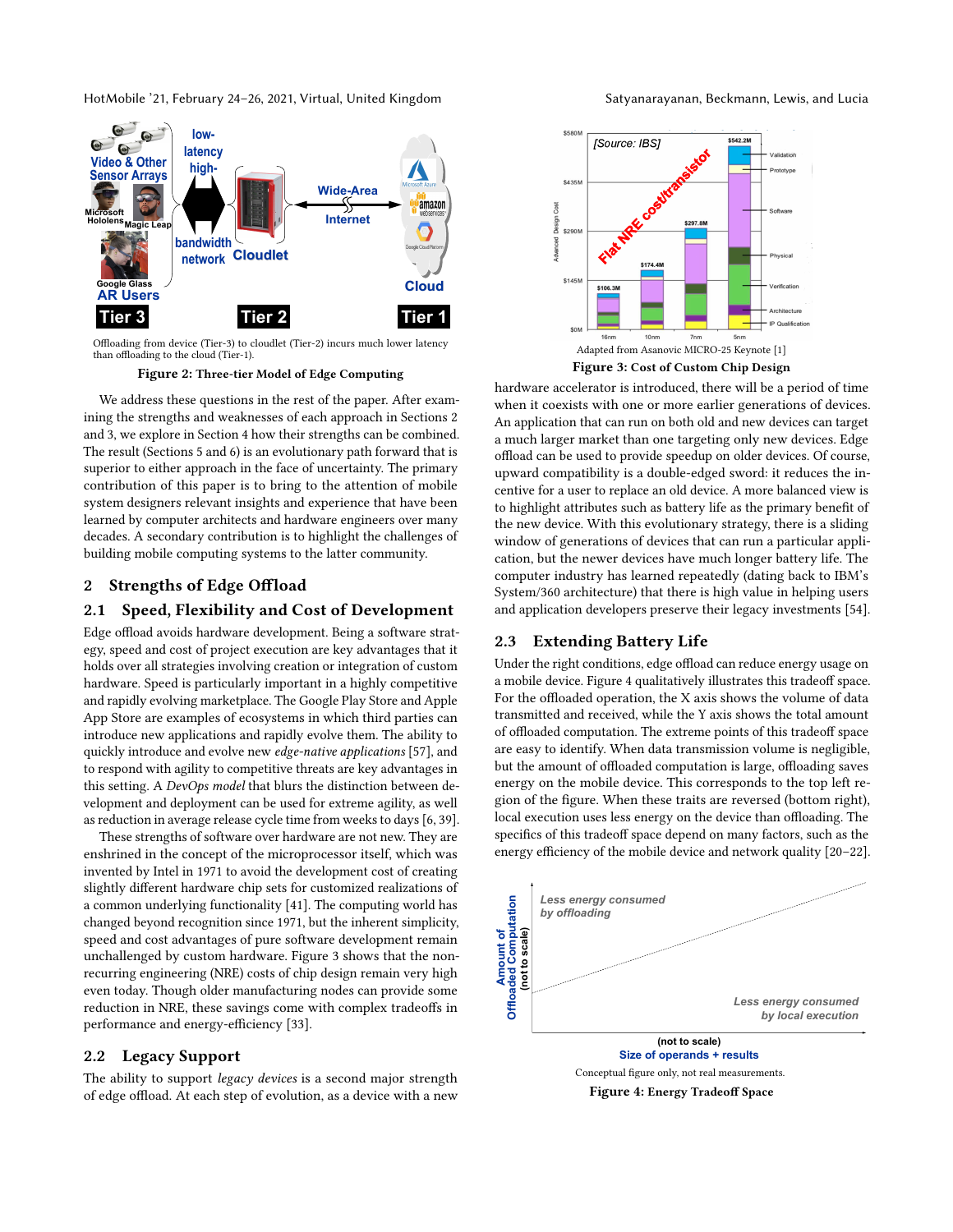Offloading from device (Tier-3) to cloudlet (Tier-2) incurs much lower latency than offloading to the cloud (Tier-1).

**Figure 2: Three-tier Model of Edge Computing**

We address these questions in the rest of the paper. After examining the strengths and weaknesses of each approach in Sections 2 and 3, we explore in Section 4 how their strengths can be combined. The result (Sections 5 and 6) is an evolutionary path forward that is superior to either approach in the face of uncertainty. The primary contribution of this paper is to bring to the attention of mobile system designers relevant insights and experience that have been learned by computer architects and hardware engineers over many decades. A secondary contribution is to highlight the challenges of building mobile computing systems to the latter community.

## 2 Strengths of Edge Offload

### 2.1 Speed, Flexibility and Cost of Development

Edge offload avoids hardware development. Being a software strategy, speed and cost of project execution are key advantages that it holds over all strategies involving creation or integration of custom hardware. Speed is particularly important in a highly competitive and rapidly evolving marketplace. The Google Play Store and Apple App Store are examples of ecosystems in which third parties can introduce new applications and rapidly evolve them. The ability to quickly introduce and evolve new *edge-native applications* [57], and to respond with agility to competitive threats are key advantages in this setting. A *DevOps model* that blurs the distinction between development and deployment can be used for extreme agility, as well as reduction in average release cycle time from weeks to days [6, 39].

These strengths of software over hardware are not new. They are enshrined in the concept of the microprocessor itself, which was invented by Intel in 1971 to avoid the development cost of creating slightly different hardware chip sets for customized realizations of a common underlying functionality [41]. The computing world has changed beyond recognition since 1971, but the inherent simplicity, speed and cost advantages of pure software development remain unchallenged by custom hardware. Figure 3 shows that the non-recurring engineering (NRE) costs of chip design remain very high even today. Though older manufacturing nodes can provide some reduction in NRE, these savings come with complex tradeoffs in performance and energy-efficiency [33].

### 2.2 Legacy Support

The ability to support *legacy devices* is a second major strength of edge offload. At each step of evolution, as a device with a new

Adapted from Asanovic MICRO-25 Keynote [1]

**Figure 3: Cost of Custom Chip Design**

hardware accelerator is introduced, there will be a period of time when it coexists with one or more earlier generations of devices. An application that can run on both old and new devices can target a much larger market than one targeting only new devices. Edge offload can be used to provide speedup on older devices. Of course, upward compatibility is a double-edged sword: it reduces the incentive for a user to replace an old device. A more balanced view is to highlight attributes such as battery life as the primary benefit of the new device. With this evolutionary strategy, there is a sliding window of generations of devices that can run a particular application, but the newer devices have much longer battery life. The computer industry has learned repeatedly (dating back to IBM's System/360 architecture) that there is high value in helping users and application developers preserve their legacy investments [54].

### 2.3 Extending Battery Life

Under the right conditions, edge offload can reduce energy usage on a mobile device. Figure 4 qualitatively illustrates this tradeoff space. For the offloaded operation, the X axis shows the volume of data transmitted and received, while the Y axis shows the total amount of offloaded computation. The extreme points of this tradeoff space are easy to identify. When data transmission volume is negligible, but the amount of offloaded computation is large, offloading saves energy on the mobile device. This corresponds to the top left region of the figure. When these traits are reversed (bottom right), local execution uses less energy on the device than offloading. The specifics of this tradeoff space depend on many factors, such as the energy efficiency of the mobile device and network quality [20–22].

Conceptual figure only, not real measurements.

**Figure 4: Energy Tradeoff Space**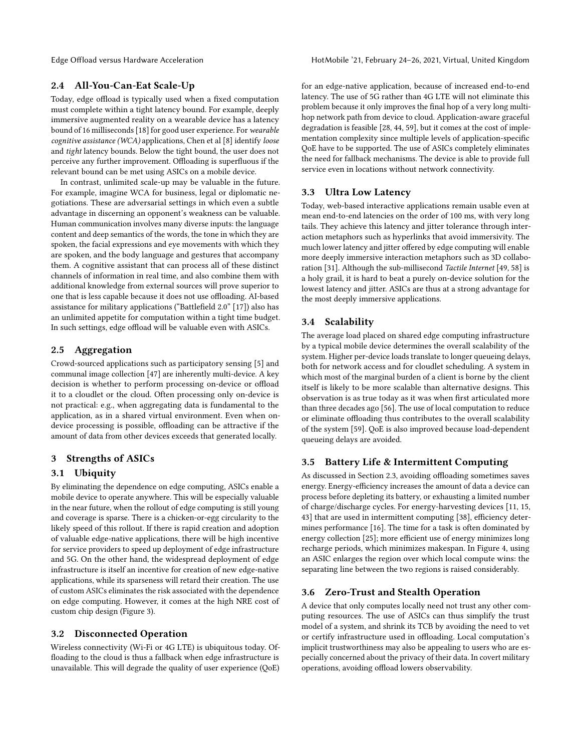### 2.4 All-You-Can-Eat Scale-Up

Today, edge offload is typically used when a fixed computation must complete within a tight latency bound. For example, deeply immersive augmented reality on a wearable device has a latency bound of 16 milliseconds [18] for good user experience. For *wearable cognitive assistance (WCA)* applications, Chen et al [8] identify *loose* and *tight* latency bounds. Below the tight bound, the user does not perceive any further improvement. Offloading is superfluous if the relevant bound can be met using ASICs on a mobile device.

In contrast, unlimited scale-up may be valuable in the future. For example, imagine WCA for business, legal or diplomatic negotiations. These are adversarial settings in which even a subtle advantage in discerning an opponent's weakness can be valuable. Human communication involves many diverse inputs: the language content and deep semantics of the words, the tone in which they are spoken, the facial expressions and eye movements with which they are spoken, and the body language and gestures that accompany them. A cognitive assistant that can process all of these distinct channels of information in real time, and also combine them with additional knowledge from external sources will prove superior to one that is less capable because it does not use offloading. AI-based assistance for military applications ("Battlefield 2.0" [17]) also has an unlimited appetite for computation within a tight time budget. In such settings, edge offload will be valuable even with ASICs.

### 2.5 Aggregation

Crowd-sourced applications such as participatory sensing [5] and communal image collection [47] are inherently multi-device. A key decision is whether to perform processing on-device or offload it to a cloudlet or the cloud. Often processing only on-device is not practical: e.g., when aggregating data is fundamental to the application, as in a shared virtual environment. Even when on-device processing is possible, offloading can be attractive if the amount of data from other devices exceeds that generated locally.

## 3 Strengths of ASICs

### 3.1 Ubiquity

By eliminating the dependence on edge computing, ASICs enable a mobile device to operate anywhere. This will be especially valuable in the near future, when the rollout of edge computing is still young and coverage is sparse. There is a chicken-or-egg circularity to the likely speed of this rollout. If there is rapid creation and adoption of valuable edge-native applications, there will be high incentive for service providers to speed up deployment of edge infrastructure and 5G. On the other hand, the widespread deployment of edge infrastructure is itself an incentive for creation of new edge-native applications, while its sparseness will retard their creation. The use of custom ASICs eliminates the risk associated with the dependence on edge computing. However, it comes at the high NRE cost of custom chip design (Figure 3).

### 3.2 Disconnected Operation

Wireless connectivity (Wi-Fi or 4G LTE) is ubiquitous today. Offloading to the cloud is thus a fallback when edge infrastructure is unavailable. This will degrade the quality of user experience (QoE) for an edge-native application, because of increased end-to-end latency. The use of 5G rather than 4G LTE will not eliminate this problem because it only improves the final hop of a very long multi-hop network path from device to cloud. Application-aware graceful degradation is feasible [28, 44, 59], but it comes at the cost of implementation complexity since multiple levels of application-specific QoE have to be supported. The use of ASICs completely eliminates the need for fallback mechanisms. The device is able to provide full service even in locations without network connectivity.

### 3.3 Ultra Low Latency

Today, web-based interactive applications remain usable even at mean end-to-end latencies on the order of 100 ms, with very long tails. They achieve this latency and jitter tolerance through interaction metaphors such as hyperlinks that avoid immersivity. The much lower latency and jitter offered by edge computing will enable more deeply immersive interaction metaphors such as 3D collaboration [31]. Although the sub-millisecond *Tactile Internet* [49, 58] is a holy grail, it is hard to beat a purely on-device solution for the lowest latency and jitter. ASICs are thus at a strong advantage for the most deeply immersive applications.

### 3.4 Scalability

The average load placed on shared edge computing infrastructure by a typical mobile device determines the overall scalability of the system. Higher per-device loads translate to longer queueing delays, both for network access and for cloudlet scheduling. A system in which most of the marginal burden of a client is borne by the client itself is likely to be more scalable than alternative designs. This observation is as true today as it was when first articulated more than three decades ago [56]. The use of local computation to reduce or eliminate offloading thus contributes to the overall scalability of the system [59]. QoE is also improved because load-dependent queueing delays are avoided.

### 3.5 Battery Life & Intermittent Computing

As discussed in Section 2.3, avoiding offloading sometimes saves energy. Energy-efficiency increases the amount of data a device can process before depleting its battery, or exhausting a limited number of charge/discharge cycles. For energy-harvesting devices [11, 15, 43] that are used in intermittent computing [38], efficiency determines performance [16]. The time for a task is often dominated by energy collection [25]; more efficient use of energy minimizes long recharge periods, which minimizes makespan. In Figure 4, using an ASIC enlarges the region over which local compute wins: the separating line between the two regions is raised considerably.

### 3.6 Zero-Trust and Stealth Operation

A device that only computes locally need not trust any other computing resources. The use of ASICs can thus simplify the trust model of a system, and shrink its TCB by avoiding the need to vet or certify infrastructure used in offloading. Local computation's implicit trustworthiness may also be appealing to users who are especially concerned about the privacy of their data. In covert military operations, avoiding offload lowers observability.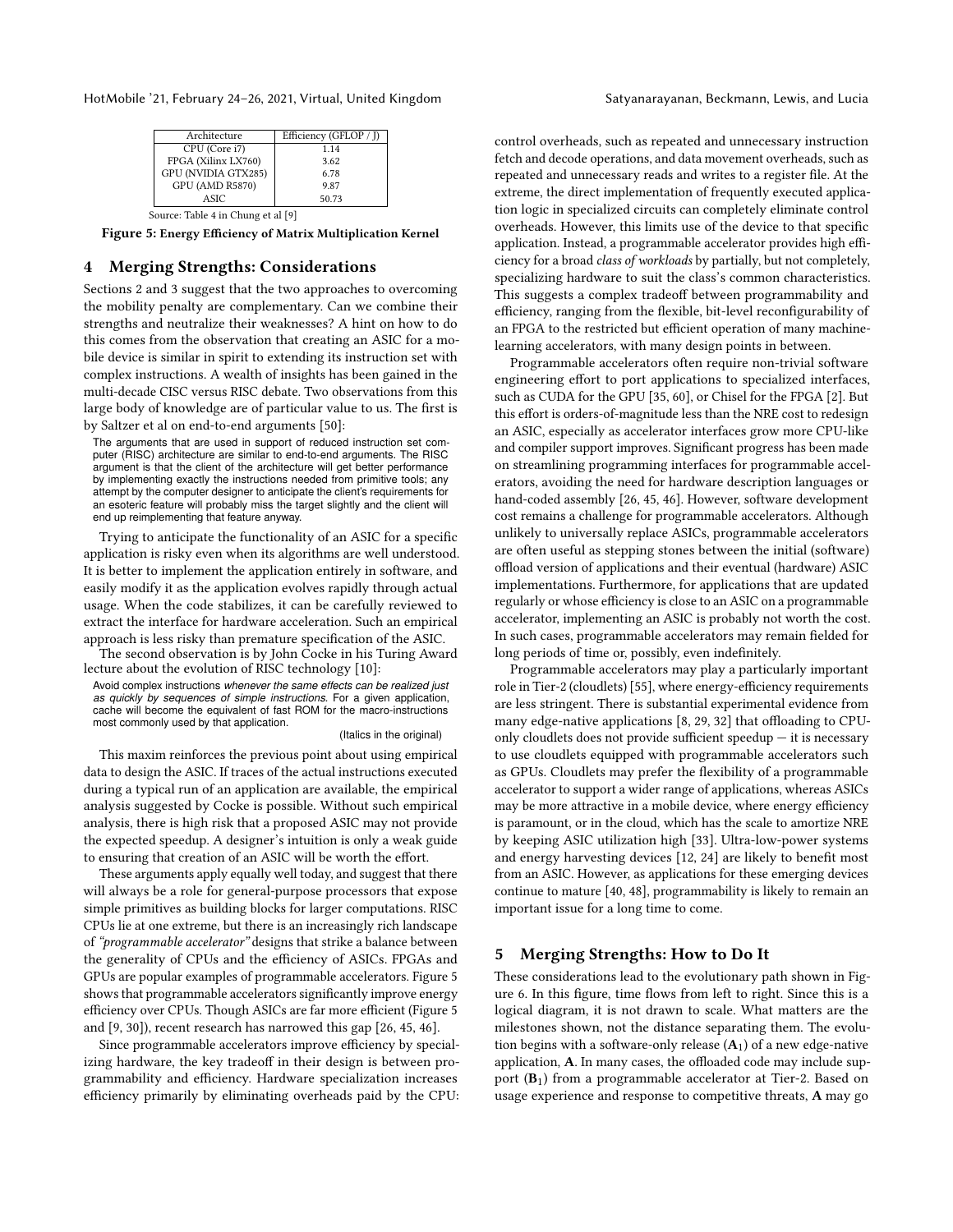| Architecture | Efficiency (GFLOP / J) |
| --- | --- |
| CPU (Core i7) | 1.14 |
| FPGA (Xilinx LX760) | 3.62 |
| GPU (NVIDIA GTX285) | 6.78 |
| GPU (AMD R5870) | 9.87 |
| ASIC | 50.73 |

Source: Table 4 in Chung et al [9]

**Figure 5: Energy Efficiency of Matrix Multiplication Kernel**

## 4 Merging Strengths: Considerations

Sections 2 and 3 suggest that the two approaches to overcoming the mobility penalty are complementary. Can we combine their strengths and neutralize their weaknesses? A hint on how to do this comes from the observation that creating an ASIC for a mobile device is similar in spirit to extending its instruction set with complex instructions. A wealth of insights has been gained in the multi-decade CISC versus RISC debate. Two observations from this large body of knowledge are of particular value to us. The first is by Saltzer et al on end-to-end arguments [50]:

> The arguments that are used in support of reduced instruction set computer (RISC) architecture are similar to end-to-end arguments. The RISC argument is that the client of the architecture will get better performance by implementing exactly the instructions needed from primitive tools; any attempt by the computer designer to anticipate the client's requirements for an esoteric feature will probably miss the target slightly and the client will end up reimplementing that feature anyway.

Trying to anticipate the functionality of an ASIC for a specific application is risky even when its algorithms are well understood. It is better to implement the application entirely in software, and easily modify it as the application evolves rapidly through actual usage. When the code stabilizes, it can be carefully reviewed to extract the interface for hardware acceleration. Such an empirical approach is less risky than premature specification of the ASIC.

The second observation is by John Cocke in his Turing Award lecture about the evolution of RISC technology [10]:

> Avoid complex instructions *whenever the same effects can be realized just as quickly by sequences of simple instructions*. For a given application, cache will become the equivalent of fast ROM for the macro-instructions most commonly used by that application.
>
> (Italics in the original)

This maxim reinforces the previous point about using empirical data to design the ASIC. If traces of the actual instructions executed during a typical run of an application are available, the empirical analysis suggested by Cocke is possible. Without such empirical analysis, there is high risk that a proposed ASIC may not provide the expected speedup. A designer's intuition is only a weak guide to ensuring that creation of an ASIC will be worth the effort.

These arguments apply equally well today, and suggest that there will always be a role for general-purpose processors that expose simple primitives as building blocks for larger computations. RISC CPUs lie at one extreme, but there is an increasingly rich landscape of *"programmable accelerator"* designs that strike a balance between the generality of CPUs and the efficiency of ASICs. FPGAs and GPUs are popular examples of programmable accelerators. Figure 5 shows that programmable accelerators significantly improve energy efficiency over CPUs. Though ASICs are far more efficient (Figure 5 and [9, 30]), recent research has narrowed this gap [26, 45, 46].

Since programmable accelerators improve efficiency by specializing hardware, the key tradeoff in their design is between programmability and efficiency. Hardware specialization increases efficiency primarily by eliminating overheads paid by the CPU: control overheads, such as repeated and unnecessary instruction fetch and decode operations, and data movement overheads, such as repeated and unnecessary reads and writes to a register file. At the extreme, the direct implementation of frequently executed application logic in specialized circuits can completely eliminate control overheads. However, this limits use of the device to that specific application. Instead, a programmable accelerator provides high efficiency for a broad *class of workloads* by partially, but not completely, specializing hardware to suit the class's common characteristics. This suggests a complex tradeoff between programmability and efficiency, ranging from the flexible, bit-level reconfigurability of an FPGA to the restricted but efficient operation of many machine-learning accelerators, with many design points in between.

Programmable accelerators often require non-trivial software engineering effort to port applications to specialized interfaces, such as CUDA for the GPU [35, 60], or Chisel for the FPGA [2]. But this effort is orders-of-magnitude less than the NRE cost to redesign an ASIC, especially as accelerator interfaces grow more CPU-like and compiler support improves. Significant progress has been made on streamlining programming interfaces for programmable accelerators, avoiding the need for hardware description languages or hand-coded assembly [26, 45, 46]. However, software development cost remains a challenge for programmable accelerators. Although unlikely to universally replace ASICs, programmable accelerators are often useful as stepping stones between the initial (software) offload version of applications and their eventual (hardware) ASIC implementations. Furthermore, for applications that are updated regularly or whose efficiency is close to an ASIC on a programmable accelerator, implementing an ASIC is probably not worth the cost. In such cases, programmable accelerators may remain fielded for long periods of time or, possibly, even indefinitely.

Programmable accelerators may play a particularly important role in Tier-2 (cloudlets) [55], where energy-efficiency requirements are less stringent. There is substantial experimental evidence from many edge-native applications [8, 29, 32] that offloading to CPU-only cloudlets does not provide sufficient speedup — it is necessary to use cloudlets equipped with programmable accelerators such as GPUs. Cloudlets may prefer the flexibility of a programmable accelerator to support a wider range of applications, whereas ASICs may be more attractive in a mobile device, where energy efficiency is paramount, or in the cloud, which has the scale to amortize NRE by keeping ASIC utilization high [33]. Ultra-low-power systems and energy harvesting devices [12, 24] are likely to benefit most from an ASIC. However, as applications for these emerging devices continue to mature [40, 48], programmability is likely to remain an important issue for a long time to come.

## 5 Merging Strengths: How to Do It

These considerations lead to the evolutionary path shown in Figure 6. In this figure, time flows from left to right. Since this is a logical diagram, it is not drawn to scale. What matters are the milestones shown, not the distance separating them. The evolution begins with a software-only release ($\mathbf{A}_1$) of a new edge-native application, **A**. In many cases, the offloaded code may include support ($\mathbf{B}_1$) from a programmable accelerator at Tier-2. Based on usage experience and response to competitive threats, **A** may go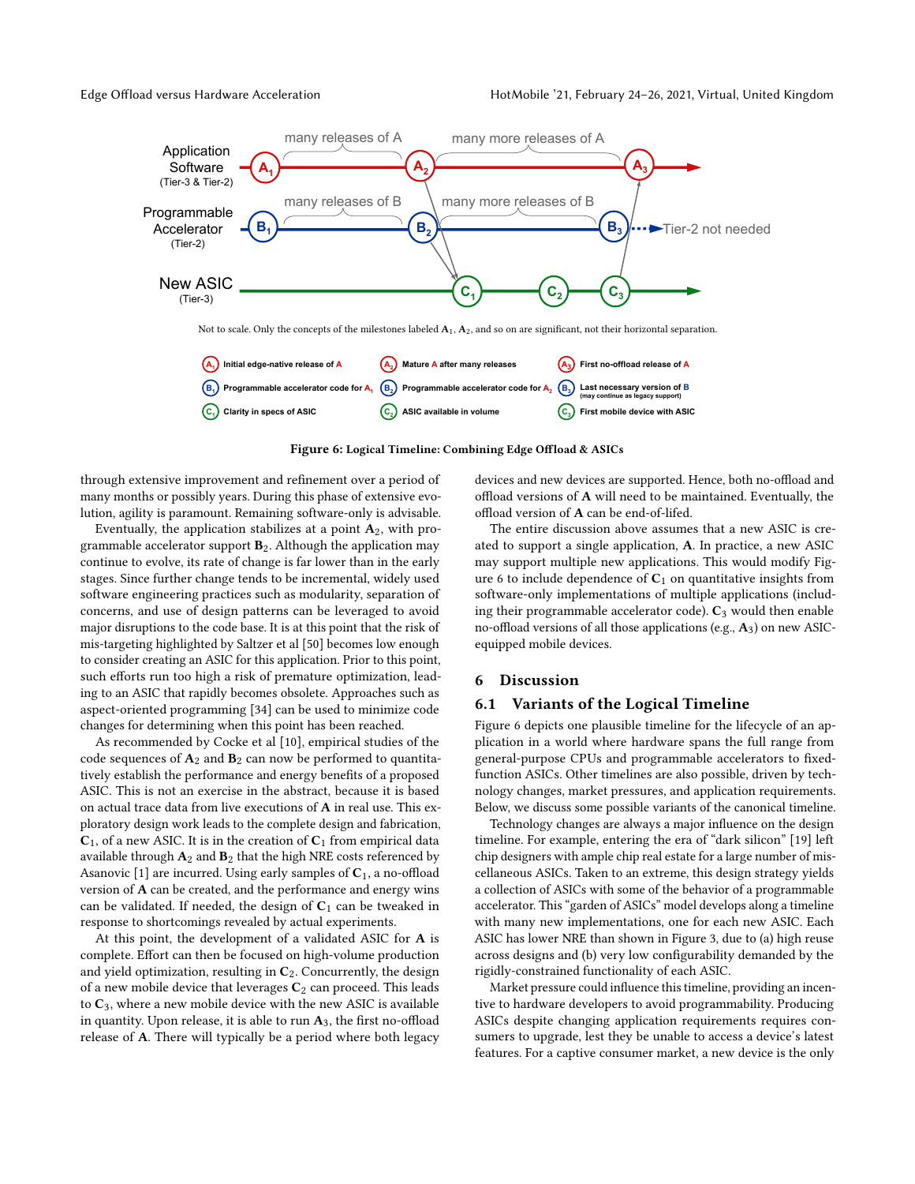Not to scale. Only the concepts of the milestones labeled $\mathbf{A}_1$, $\mathbf{A}_2$, and so on are significant, not their horizontal separation.

**Figure 6: Logical Timeline: Combining Edge Offload & ASICs**

through extensive improvement and refinement over a period of many months or possibly years. During this phase of extensive evolution, agility is paramount. Remaining software-only is advisable.

Eventually, the application stabilizes at a point $\mathbf{A}_2$, with programmable accelerator support $\mathbf{B}_2$. Although the application may continue to evolve, its rate of change is far lower than in the early stages. Since further change tends to be incremental, widely used software engineering practices such as modularity, separation of concerns, and use of design patterns can be leveraged to avoid major disruptions to the code base. It is at this point that the risk of mis-targeting highlighted by Saltzer et al [50] becomes low enough to consider creating an ASIC for this application. Prior to this point, such efforts run too high a risk of premature optimization, leading to an ASIC that rapidly becomes obsolete. Approaches such as aspect-oriented programming [34] can be used to minimize code changes for determining when this point has been reached.

As recommended by Cocke et al [10], empirical studies of the code sequences of $\mathbf{A}_2$ and $\mathbf{B}_2$ can now be performed to quantitatively establish the performance and energy benefits of a proposed ASIC. This is not an exercise in the abstract, because it is based on actual trace data from live executions of $\mathbf{A}$ in real use. This exploratory design work leads to the complete design and fabrication, $\mathbf{C}_1$, of a new ASIC. It is in the creation of $\mathbf{C}_1$ from empirical data available through $\mathbf{A}_2$ and $\mathbf{B}_2$ that the high NRE costs referenced by Asanovic [1] are incurred. Using early samples of $\mathbf{C}_1$, a no-offload version of $\mathbf{A}$ can be created, and the performance and energy wins can be validated. If needed, the design of $\mathbf{C}_1$ can be tweaked in response to shortcomings revealed by actual experiments.

At this point, the development of a validated ASIC for $\mathbf{A}$ is complete. Effort can then be focused on high-volume production and yield optimization, resulting in $\mathbf{C}_2$. Concurrently, the design of a new mobile device that leverages $\mathbf{C}_2$ can proceed. This leads to $\mathbf{C}_3$, where a new mobile device with the new ASIC is available in quantity. Upon release, it is able to run $\mathbf{A}_3$, the first no-offload release of $\mathbf{A}$. There will typically be a period where both legacy devices and new devices are supported. Hence, both no-offload and offload versions of $\mathbf{A}$ will need to be maintained. Eventually, the offload version of $\mathbf{A}$ can be end-of-lifed.

The entire discussion above assumes that a new ASIC is created to support a single application, $\mathbf{A}$. In practice, a new ASIC may support multiple new applications. This would modify Figure 6 to include dependence of $\mathbf{C}_1$ on quantitative insights from software-only implementations of multiple applications (including their programmable accelerator code). $\mathbf{C}_3$ would then enable no-offload versions of all those applications (e.g., $\mathbf{A}_3$) on new ASIC-equipped mobile devices.

## 6 Discussion

### 6.1 Variants of the Logical Timeline

Figure 6 depicts one plausible timeline for the lifecycle of an application in a world where hardware spans the full range from general-purpose CPUs and programmable accelerators to fixed-function ASICs. Other timelines are also possible, driven by technology changes, market pressures, and application requirements. Below, we discuss some possible variants of the canonical timeline.

Technology changes are always a major influence on the design timeline. For example, entering the era of "dark silicon" [19] left chip designers with ample chip real estate for a large number of miscellaneous ASICs. Taken to an extreme, this design strategy yields a collection of ASICs with some of the behavior of a programmable accelerator. This "garden of ASICs" model develops along a timeline with many new implementations, one for each new ASIC. Each ASIC has lower NRE than shown in Figure 3, due to (a) high reuse across designs and (b) very low configurability demanded by the rigidly-constrained functionality of each ASIC.

Market pressure could influence this timeline, providing an incentive to hardware developers to avoid programmability. Producing ASICs despite changing application requirements requires consumers to upgrade, lest they be unable to access a device's latest features. For a captive consumer market, a new device is the only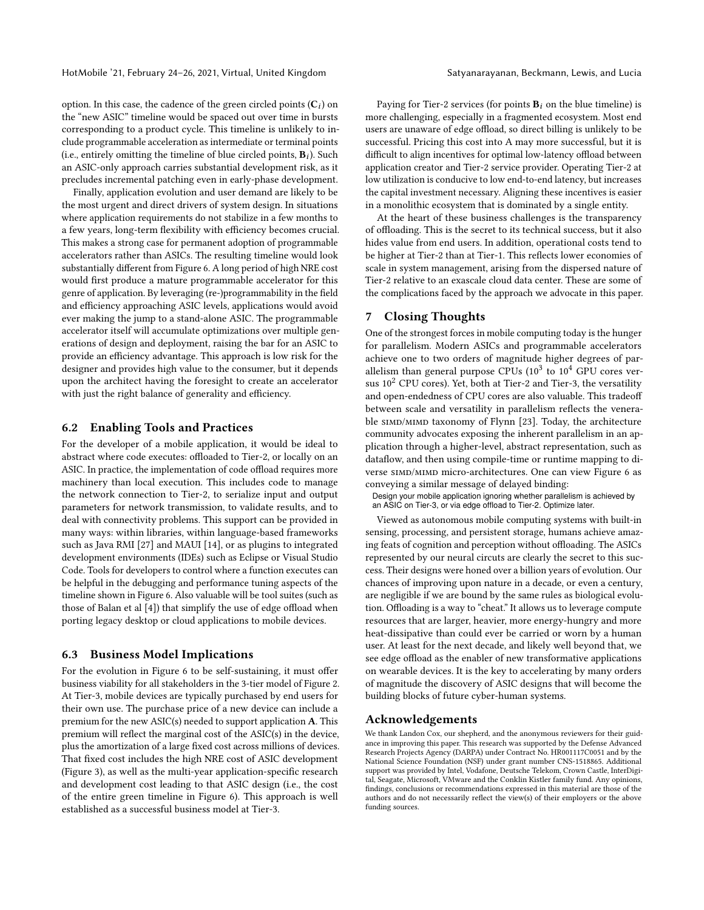option. In this case, the cadence of the green circled points ($\mathbf{C}_i$) on the "new ASIC" timeline would be spaced out over time in bursts corresponding to a product cycle. This timeline is unlikely to include programmable acceleration as intermediate or terminal points (i.e., entirely omitting the timeline of blue circled points, $\mathbf{B}_i$). Such an ASIC-only approach carries substantial development risk, as it precludes incremental patching even in early-phase development.

Finally, application evolution and user demand are likely to be the most urgent and direct drivers of system design. In situations where application requirements do not stabilize in a few months to a few years, long-term flexibility with efficiency becomes crucial. This makes a strong case for permanent adoption of programmable accelerators rather than ASICs. The resulting timeline would look substantially different from Figure 6. A long period of high NRE cost would first produce a mature programmable accelerator for this genre of application. By leveraging (re-)programmability in the field and efficiency approaching ASIC levels, applications would avoid ever making the jump to a stand-alone ASIC. The programmable accelerator itself will accumulate optimizations over multiple generations of design and deployment, raising the bar for an ASIC to provide an efficiency advantage. This approach is low risk for the designer and provides high value to the consumer, but it depends upon the architect having the foresight to create an accelerator with just the right balance of generality and efficiency.

## 6.2 Enabling Tools and Practices

For the developer of a mobile application, it would be ideal to abstract where code executes: offloaded to Tier-2, or locally on an ASIC. In practice, the implementation of code offload requires more machinery than local execution. This includes code to manage the network connection to Tier-2, to serialize input and output parameters for network transmission, to validate results, and to deal with connectivity problems. This support can be provided in many ways: within libraries, within language-based frameworks such as Java RMI [27] and MAUI [14], or as plugins to integrated development environments (IDEs) such as Eclipse or Visual Studio Code. Tools for developers to control where a function executes can be helpful in the debugging and performance tuning aspects of the timeline shown in Figure 6. Also valuable will be tool suites (such as those of Balan et al [4]) that simplify the use of edge offload when porting legacy desktop or cloud applications to mobile devices.

## 6.3 Business Model Implications

For the evolution in Figure 6 to be self-sustaining, it must offer business viability for all stakeholders in the 3-tier model of Figure 2. At Tier-3, mobile devices are typically purchased by end users for their own use. The purchase price of a new device can include a premium for the new ASIC(s) needed to support application **A**. This premium will reflect the marginal cost of the ASIC(s) in the device, plus the amortization of a large fixed cost across millions of devices. That fixed cost includes the high NRE cost of ASIC development (Figure 3), as well as the multi-year application-specific research and development cost leading to that ASIC design (i.e., the cost of the entire green timeline in Figure 6). This approach is well established as a successful business model at Tier-3.

Paying for Tier-2 services (for points $\mathbf{B}_i$ on the blue timeline) is more challenging, especially in a fragmented ecosystem. Most end users are unaware of edge offload, so direct billing is unlikely to be successful. Pricing this cost into A may more successful, but it is difficult to align incentives for optimal low-latency offload between application creator and Tier-2 service provider. Operating Tier-2 at low utilization is conducive to low end-to-end latency, but increases the capital investment necessary. Aligning these incentives is easier in a monolithic ecosystem that is dominated by a single entity.

At the heart of these business challenges is the transparency of offloading. This is the secret to its technical success, but it also hides value from end users. In addition, operational costs tend to be higher at Tier-2 than at Tier-1. This reflects lower economies of scale in system management, arising from the dispersed nature of Tier-2 relative to an exascale cloud data center. These are some of the complications faced by the approach we advocate in this paper.

# 7 Closing Thoughts

One of the strongest forces in mobile computing today is the hunger for parallelism. Modern ASICs and programmable accelerators achieve one to two orders of magnitude higher degrees of parallelism than general purpose CPUs ($10^3$ to $10^4$ GPU cores versus $10^2$ CPU cores). Yet, both at Tier-2 and Tier-3, the versatility and open-endedness of CPU cores are also valuable. This tradeoff between scale and versatility in parallelism reflects the venerable SIMD/MIMD taxonomy of Flynn [23]. Today, the architecture community advocates exposing the inherent parallelism in an application through a higher-level, abstract representation, such as dataflow, and then using compile-time or runtime mapping to diverse SIMD/MIMD micro-architectures. One can view Figure 6 as conveying a similar message of delayed binding:

> Design your mobile application ignoring whether parallelism is achieved by an ASIC on Tier-3, or via edge offload to Tier-2. Optimize later.

Viewed as autonomous mobile computing systems with built-in sensing, processing, and persistent storage, humans achieve amazing feats of cognition and perception without offloading. The ASICs represented by our neural circuts are clearly the secret to this success. Their designs were honed over a billion years of evolution. Our chances of improving upon nature in a decade, or even a century, are negligible if we are bound by the same rules as biological evolution. Offloading is a way to "cheat." It allows us to leverage compute resources that are larger, heavier, more energy-hungry and more heat-dissipative than could ever be carried or worn by a human user. At least for the next decade, and likely well beyond that, we see edge offload as the enabler of new transformative applications on wearable devices. It is the key to accelerating by many orders of magnitude the discovery of ASIC designs that will become the building blocks of future cyber-human systems.

## Acknowledgements

We thank Landon Cox, our shepherd, and the anonymous reviewers for their guidance in improving this paper. This research was supported by the Defense Advanced Research Projects Agency (DARPA) under Contract No. HR001117C0051 and by the National Science Foundation (NSF) under grant number CNS-1518865. Additional support was provided by Intel, Vodafone, Deutsche Telekom, Crown Castle, InterDigital, Seagate, Microsoft, VMware and the Conklin Kistler family fund. Any opinions, findings, conclusions or recommendations expressed in this material are those of the authors and do not necessarily reflect the view(s) of their employers or the above funding sources.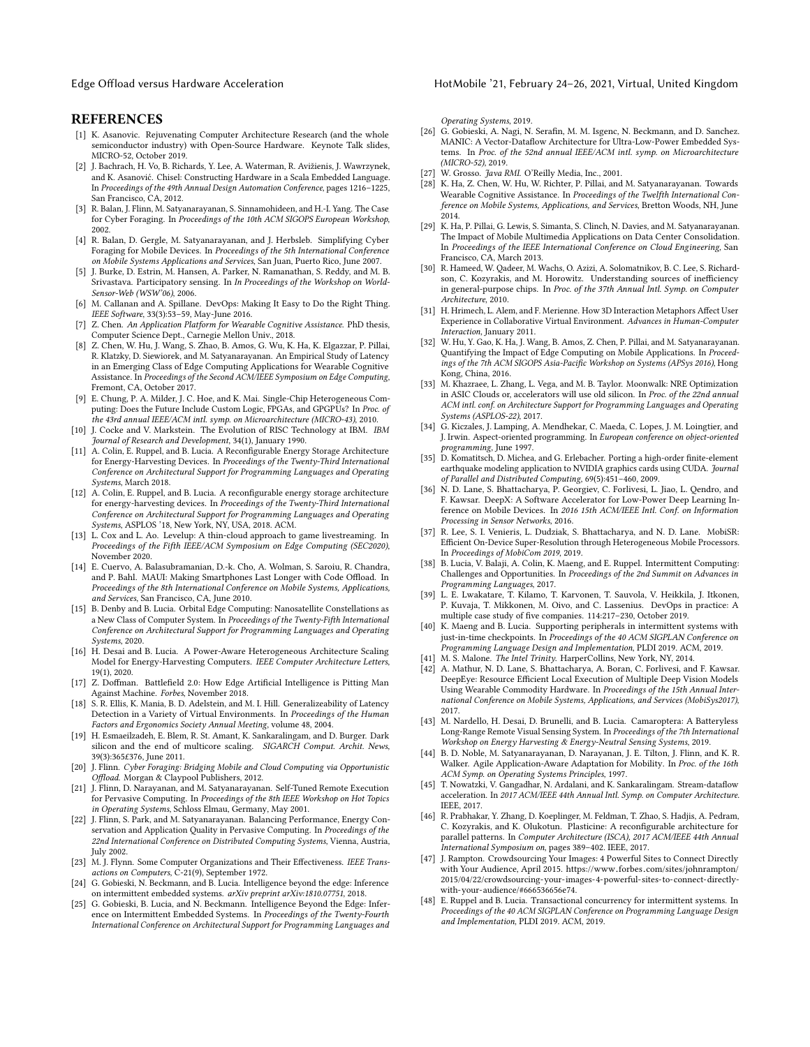## REFERENCES

[1] K. Asanovic. Rejuvenating Computer Architecture Research (and the whole semiconductor industry) with Open-Source Hardware. Keynote Talk slides, MICRO-52, October 2019.

[2] J. Bachrach, H. Vo, B. Richards, Y. Lee, A. Waterman, R. Avižienis, J. Wawrzynek, and K. Asanović. Chisel: Constructing Hardware in a Scala Embedded Language. In *Proceedings of the 49th Annual Design Automation Conference*, pages 1216–1225, San Francisco, CA, 2012.

[3] R. Balan, J. Flinn, M. Satyanarayanan, S. Sinnamohideen, and H.-I. Yang. The Case for Cyber Foraging. In *Proceedings of the 10th ACM SIGOPS European Workshop*, 2002.

[4] R. Balan, D. Gergle, M. Satyanarayanan, and J. Herbsleb. Simplifying Cyber Foraging for Mobile Devices. In *Proceedings of the 5th International Conference on Mobile Systems Applications and Services*, San Juan, Puerto Rico, June 2007.

[5] J. Burke, D. Estrin, M. Hansen, A. Parker, N. Ramanathan, S. Reddy, and M. B. Srivastava. Participatory sensing. In *In Proceedings of the Workshop on World-Sensor-Web (WSW'06)*, 2006.

[6] M. Callanan and A. Spillane. DevOps: Making It Easy to Do the Right Thing. *IEEE Software*, 33(3):53–59, May-June 2016.

[7] Z. Chen. *An Application Platform for Wearable Cognitive Assistance*. PhD thesis, Computer Science Dept., Carnegie Mellon Univ., 2018.

[8] Z. Chen, W. Hu, J. Wang, S. Zhao, B. Amos, G. Wu, K. Ha, K. Elgazzar, P. Pillai, R. Klatzky, D. Siewiorek, and M. Satyanarayanan. An Empirical Study of Latency in an Emerging Class of Edge Computing Applications for Wearable Cognitive Assistance. In *Proceedings of the Second ACM/IEEE Symposium on Edge Computing*, Fremont, CA, October 2017.

[9] E. Chung, P. A. Milder, J. C. Hoe, and K. Mai. Single-Chip Heterogeneous Computing: Does the Future Include Custom Logic, FPGAs, and GPGPUs? In *Proc. of the 43rd annual IEEE/ACM intl. symp. on Microarchitecture (MICRO-43)*, 2010.

[10] J. Cocke and V. Markstein. The Evolution of RISC Technology at IBM. *IBM Journal of Research and Development*, 34(1), January 1990.

[11] A. Colin, E. Ruppel, and B. Lucia. A Reconfigurable Energy Storage Architecture for Energy-Harvesting Devices. In *Proceedings of the Twenty-Third International Conference on Architectural Support for Programming Languages and Operating Systems*, March 2018.

[12] A. Colin, E. Ruppel, and B. Lucia. A reconfigurable energy storage architecture for energy-harvesting devices. In *Proceedings of the Twenty-Third International Conference on Architectural Support for Programming Languages and Operating Systems*, ASPLOS '18, New York, NY, USA, 2018. ACM.

[13] L. Cox and L. Ao. Levelup: A thin-cloud approach to game livestreaming. In *Proceedings of the Fifth IEEE/ACM Symposium on Edge Computing (SEC2020)*, November 2020.

[14] E. Cuervo, A. Balasubramanian, D.-k. Cho, A. Wolman, S. Saroiu, R. Chandra, and P. Bahl. MAUI: Making Smartphones Last Longer with Code Offload. In *Proceedings of the 8th International Conference on Mobile Systems, Applications, and Services*, San Francisco, CA, June 2010.

[15] B. Denby and B. Lucia. Orbital Edge Computing: Nanosatellite Constellations as a New Class of Computer System. In *Proceedings of the Twenty-Fifth International Conference on Architectural Support for Programming Languages and Operating Systems*, 2020.

[16] H. Desai and B. Lucia. A Power-Aware Heterogeneous Architecture Scaling Model for Energy-Harvesting Computers. *IEEE Computer Architecture Letters*, 19(1), 2020.

[17] Z. Doffman. Battlefield 2.0: How Edge Artificial Intelligence is Pitting Man Against Machine. *Forbes*, November 2018.

[18] S. R. Ellis, K. Mania, B. D. Adelstein, and M. I. Hill. Generalizeability of Latency Detection in a Variety of Virtual Environments. In *Proceedings of the Human Factors and Ergonomics Society Annual Meeting*, volume 48, 2004.

[19] H. Esmaeilzadeh, E. Blem, R. St. Amant, K. Sankaralingam, and D. Burger. Dark silicon and the end of multicore scaling. *SIGARCH Comput. Archit. News*, 39(3):365£376, June 2011.

[20] J. Flinn. *Cyber Foraging: Bridging Mobile and Cloud Computing via Opportunistic Offload*. Morgan & Claypool Publishers, 2012.

[21] J. Flinn, D. Narayanan, and M. Satyanarayanan. Self-Tuned Remote Execution for Pervasive Computing. In *Proceedings of the 8th IEEE Workshop on Hot Topics in Operating Systems*, Schloss Elmau, Germany, May 2001.

[22] J. Flinn, S. Park, and M. Satyanarayanan. Balancing Performance, Energy Conservation and Application Quality in Pervasive Computing. In *Proceedings of the 22nd International Conference on Distributed Computing Systems*, Vienna, Austria, July 2002.

[23] M. J. Flynn. Some Computer Organizations and Their Effectiveness. *IEEE Transactions on Computers*, C-21(9), September 1972.

[24] G. Gobieski, N. Beckmann, and B. Lucia. Intelligence beyond the edge: Inference on intermittent embedded systems. *arXiv preprint arXiv:1810.07751*, 2018.

[25] G. Gobieski, B. Lucia, and N. Beckmann. Intelligence Beyond the Edge: Inference on Intermittent Embedded Systems. In *Proceedings of the Twenty-Fourth International Conference on Architectural Support for Programming Languages and Operating Systems*, 2019.

[26] G. Gobieski, A. Nagi, N. Serafin, M. M. Isgenc, N. Beckmann, and D. Sanchez. MANIC: A Vector-Dataflow Architecture for Ultra-Low-Power Embedded Systems. In *Proc. of the 52nd annual IEEE/ACM intl. symp. on Microarchitecture (MICRO-52)*, 2019.

[27] W. Grosso. *Java RMI*. O'Reilly Media, Inc., 2001.

[28] K. Ha, Z. Chen, W. Hu, W. Richter, P. Pillai, and M. Satyanarayanan. Towards Wearable Cognitive Assistance. In *Proceedings of the Twelfth International Conference on Mobile Systems, Applications, and Services*, Bretton Woods, NH, June 2014.

[29] K. Ha, P. Pillai, G. Lewis, S. Simanta, S. Clinch, N. Davies, and M. Satyanarayanan. The Impact of Mobile Multimedia Applications on Data Center Consolidation. In *Proceedings of the IEEE International Conference on Cloud Engineering*, San Francisco, CA, March 2013.

[30] R. Hameed, W. Qadeer, M. Wachs, O. Azizi, A. Solomatnikov, B. C. Lee, S. Richardson, C. Kozyrakis, and M. Horowitz. Understanding sources of inefficiency in general-purpose chips. In *Proc. of the 37th Annual Intl. Symp. on Computer Architecture*, 2010.

[31] H. Hrimech, L. Alem, and F. Merienne. How 3D Interaction Metaphors Affect User Experience in Collaborative Virtual Environment. *Advances in Human-Computer Interaction*, January 2011.

[32] W. Hu, Y. Gao, K. Ha, J. Wang, B. Amos, Z. Chen, P. Pillai, and M. Satyanarayanan. Quantifying the Impact of Edge Computing on Mobile Applications. In *Proceedings of the 7th ACM SIGOPS Asia-Pacific Workshop on Systems (APSys 2016)*, Hong Kong, China, 2016.

[33] M. Khazraee, L. Zhang, L. Vega, and M. B. Taylor. Moonwalk: NRE Optimization in ASIC Clouds or, accelerators will use old silicon. In *Proc. of the 22nd annual ACM intl. conf. on Architecture Support for Programming Languages and Operating Systems (ASPLOS-22)*, 2017.

[34] G. Kiczales, J. Lamping, A. Mendhekar, C. Maeda, C. Lopes, J. M. Loingtier, and J. Irwin. Aspect-oriented programming. In *European conference on object-oriented programming*, June 1997.

[35] D. Komatitsch, D. Michea, and G. Erlebacher. Porting a high-order finite-element earthquake modeling application to NVIDIA graphics cards using CUDA. *Journal of Parallel and Distributed Computing*, 69(5):451–460, 2009.

[36] N. D. Lane, S. Bhattacharya, P. Georgiev, C. Forlivesi, L. Jiao, L. Qendro, and F. Kawsar. DeepX: A Software Accelerator for Low-Power Deep Learning Inference on Mobile Devices. In *2016 15th ACM/IEEE Intl. Conf. on Information Processing in Sensor Networks*, 2016.

[37] R. Lee, S. I. Venieris, L. Dudziak, S. Bhattacharya, and N. D. Lane. MobiSR: Efficient On-Device Super-Resolution through Heterogeneous Mobile Processors. In *Proceedings of MobiCom 2019*, 2019.

[38] B. Lucia, V. Balaji, A. Colin, K. Maeng, and E. Ruppel. Intermittent Computing: Challenges and Opportunities. In *Proceedings of the 2nd Summit on Advances in Programming Languages*, 2017.

[39] L. E. Lwakatare, T. Kilamo, T. Karvonen, T. Sauvola, V. Heikkila, J. Itkonen, P. Kuvaja, T. Mikkonen, M. Oivo, and C. Lassenius. DevOps in practice: A multiple case study of five companies. 114:217–230, October 2019.

[40] K. Maeng and B. Lucia. Supporting peripherals in intermittent systems with just-in-time checkpoints. In *Proceedings of the 40 ACM SIGPLAN Conference on Programming Language Design and Implementation*, PLDI 2019. ACM, 2019.

[41] M. S. Malone. *The Intel Trinity*. HarperCollins, New York, NY, 2014.

[42] A. Mathur, N. D. Lane, S. Bhattacharya, A. Boran, C. Forlivesi, and F. Kawsar. DeepEye: Resource Efficient Local Execution of Multiple Deep Vision Models Using Wearable Commodity Hardware. In *Proceedings of the 15th Annual International Conference on Mobile Systems, Applications, and Services (MobiSys2017)*, 2017.

[43] M. Nardello, H. Desai, D. Brunelli, and B. Lucia. Camaroptera: A Batteryless Long-Range Remote Visual Sensing System. In *Proceedings of the 7th International Workshop on Energy Harvesting & Energy-Neutral Sensing Systems*, 2019.

[44] B. D. Noble, M. Satyanarayanan, D. Narayanan, J. E. Tilton, J. Flinn, and K. R. Walker. Agile Application-Aware Adaptation for Mobility. In *Proc. of the 16th ACM Symp. on Operating Systems Principles*, 1997.

[45] T. Nowatzki, V. Gangadhar, N. Ardalani, and K. Sankaralingam. Stream-dataflow acceleration. In *2017 ACM/IEEE 44th Annual Intl. Symp. on Computer Architecture*. IEEE, 2017.

[46] R. Prabhakar, Y. Zhang, D. Koeplinger, M. Feldman, T. Zhao, S. Hadjis, A. Pedram, C. Kozyrakis, and K. Olukotun. Plasticine: A reconfigurable architecture for parallel patterns. In *Computer Architecture (ISCA), 2017 ACM/IEEE 44th Annual International Symposium on*, pages 389–402. IEEE, 2017.

[47] J. Rampton. Crowdsourcing Your Images: 4 Powerful Sites to Connect Directly with Your Audience, April 2015. https://www.forbes.com/sites/johnrampton/2015/04/22/crowdsourcing-your-images-4-powerful-sites-to-connect-directly-with-your-audience/#666536656e74.

[48] E. Ruppel and B. Lucia. Transactional concurrency for intermittent systems. In *Proceedings of the 40 ACM SIGPLAN Conference on Programming Language Design and Implementation*, PLDI 2019. ACM, 2019.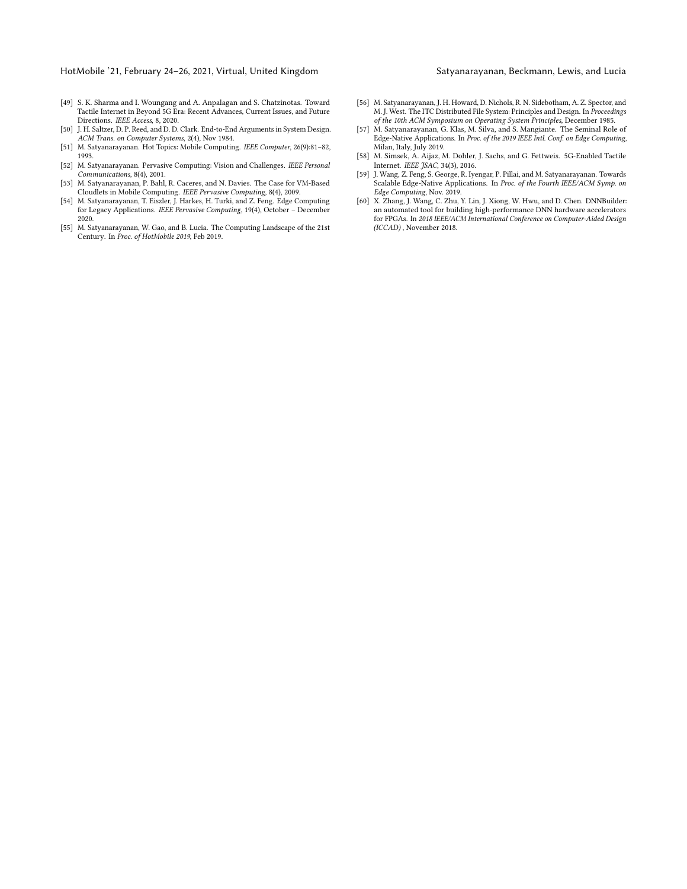[49] S. K. Sharma and I. Woungang and A. Anpalagan and S. Chatzinotas. Toward Tactile Internet in Beyond 5G Era: Recent Advances, Current Issues, and Future Directions. *IEEE Access*, 8, 2020.

[50] J. H. Saltzer, D. P. Reed, and D. D. Clark. End-to-End Arguments in System Design. *ACM Trans. on Computer Systems*, 2(4), Nov 1984.

[51] M. Satyanarayanan. Hot Topics: Mobile Computing. *IEEE Computer*, 26(9):81–82, 1993.

[52] M. Satyanarayanan. Pervasive Computing: Vision and Challenges. *IEEE Personal Communications*, 8(4), 2001.

[53] M. Satyanarayanan, P. Bahl, R. Caceres, and N. Davies. The Case for VM-Based Cloudlets in Mobile Computing. *IEEE Pervasive Computing*, 8(4), 2009.

[54] M. Satyanarayanan, T. Eiszler, J. Harkes, H. Turki, and Z. Feng. Edge Computing for Legacy Applications. *IEEE Pervasive Computing*, 19(4), October – December 2020.

[55] M. Satyanarayanan, W. Gao, and B. Lucia. The Computing Landscape of the 21st Century. In *Proc. of HotMobile 2019*, Feb 2019.

[56] M. Satyanarayanan, J. H. Howard, D. Nichols, R. N. Sidebotham, A. Z. Spector, and M. J. West. The ITC Distributed File System: Principles and Design. In *Proceedings of the 10th ACM Symposium on Operating System Principles*, December 1985.

[57] M. Satyanarayanan, G. Klas, M. Silva, and S. Mangiante. The Seminal Role of Edge-Native Applications. In *Proc. of the 2019 IEEE Intl. Conf. on Edge Computing*, Milan, Italy, July 2019.

[58] M. Simsek, A. Aijaz, M. Dohler, J. Sachs, and G. Fettweis. 5G-Enabled Tactile Internet. *IEEE JSAC*, 34(3), 2016.

[59] J. Wang, Z. Feng, S. George, R. Iyengar, P. Pillai, and M. Satyanarayanan. Towards Scalable Edge-Native Applications. In *Proc. of the Fourth IEEE/ACM Symp. on Edge Computing*, Nov. 2019.

[60] X. Zhang, J. Wang, C. Zhu, Y. Lin, J. Xiong, W. Hwu, and D. Chen. DNNBuilder: an automated tool for building high-performance DNN hardware accelerators for FPGAs. In *2018 IEEE/ACM International Conference on Computer-Aided Design (ICCAD)* , November 2018.